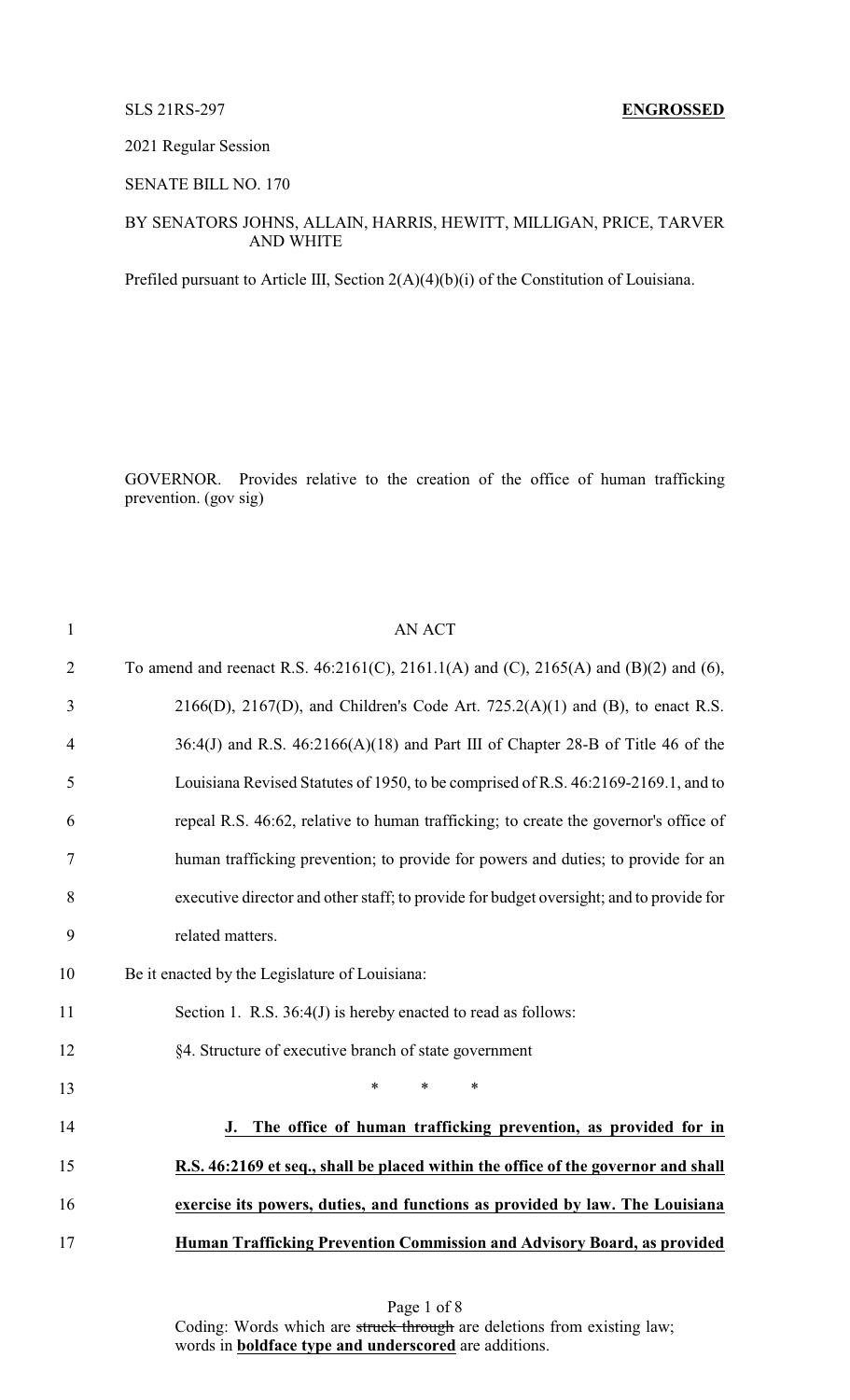SLS 21RS-297 **ENGROSSED**

2021 Regular Session

SENATE BILL NO. 170

BY SENATORS JOHNS, ALLAIN, HARRIS, HEWITT, MILLIGAN, PRICE, TARVER AND WHITE

Prefiled pursuant to Article III, Section 2(A)(4)(b)(i) of the Constitution of Louisiana.

GOVERNOR. Provides relative to the creation of the office of human trafficking prevention. (gov sig)

1 AN ACT

2 To amend and reenact R.S. 46:2161(C), 2161.1(A) and (C), 2165(A) and (B)(2) and (6),

3 2166(D), 2167(D), and Children's Code Art. 725.2(A)(1) and (B), to enact R.S.

4 36:4(J) and R.S. 46:2166(A)(18) and Part III of Chapter 28-B of Title 46 of the

5 Louisiana Revised Statutes of 1950, to be comprised of R.S. 46:2169-2169.1, and to

6 repeal R.S. 46:62, relative to human trafficking; to create the governor's office of

7 human trafficking prevention; to provide for powers and duties; to provide for an

8 executive director and other staff; to provide for budget oversight; and to provide for

9 related matters.

10 Be it enacted by the Legislature of Louisiana:

11 Section 1. R.S. 36:4(J) is hereby enacted to read as follows:

12 §4. Structure of executive branch of state government

13 \* \* \*

14 **J. The office of human trafficking prevention, as provided for in**

15 **R.S. 46:2169 et seq., shall be placed within the office of the governor and shall**

16 **exercise its powers, duties, and functions as provided by law. The Louisiana**

17 **Human Trafficking Prevention Commission and Advisory Board, as provided**

Coding: Words which are ~~struck through~~ are deletions from existing law; words in **boldface type and underscored** are additions.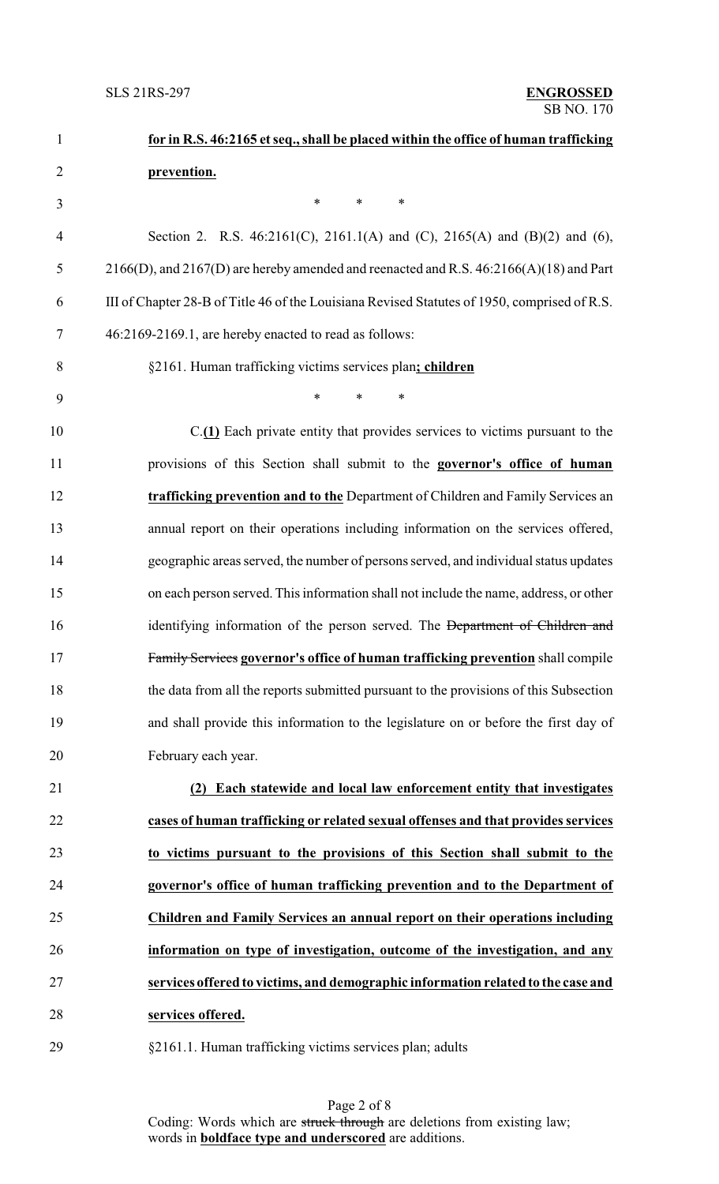**for in R.S. 46:2165 et seq., shall be placed within the office of human trafficking prevention.**

\* \* \*

Section 2. R.S. 46:2161(C), 2161.1(A) and (C), 2165(A) and (B)(2) and (6), 2166(D), and 2167(D) are hereby amended and reenacted and R.S. 46:2166(A)(18) and Part III of Chapter 28-B of Title 46 of the Louisiana Revised Statutes of 1950, comprised of R.S. 46:2169-2169.1, are hereby enacted to read as follows:

§2161. Human trafficking victims services plan**; children**

\* \* \*

C.**(1)** Each private entity that provides services to victims pursuant to the provisions of this Section shall submit to the **governor's office of human trafficking prevention and to the** Department of Children and Family Services an annual report on their operations including information on the services offered, geographic areas served, the number of persons served, and individual status updates on each person served. This information shall not include the name, address, or other identifying information of the person served. The ~~Department of Children and Family Services~~ **governor's office of human trafficking prevention** shall compile the data from all the reports submitted pursuant to the provisions of this Subsection and shall provide this information to the legislature on or before the first day of February each year.

**(2) Each statewide and local law enforcement entity that investigates cases of human trafficking or related sexual offenses and that provides services to victims pursuant to the provisions of this Section shall submit to the governor's office of human trafficking prevention and to the Department of Children and Family Services an annual report on their operations including information on type of investigation, outcome of the investigation, and any services offered to victims, and demographic information related to the case and services offered.**

§2161.1. Human trafficking victims services plan; adults

Coding: Words which are ~~struck through~~ are deletions from existing law; words in **boldface type and underscored** are additions.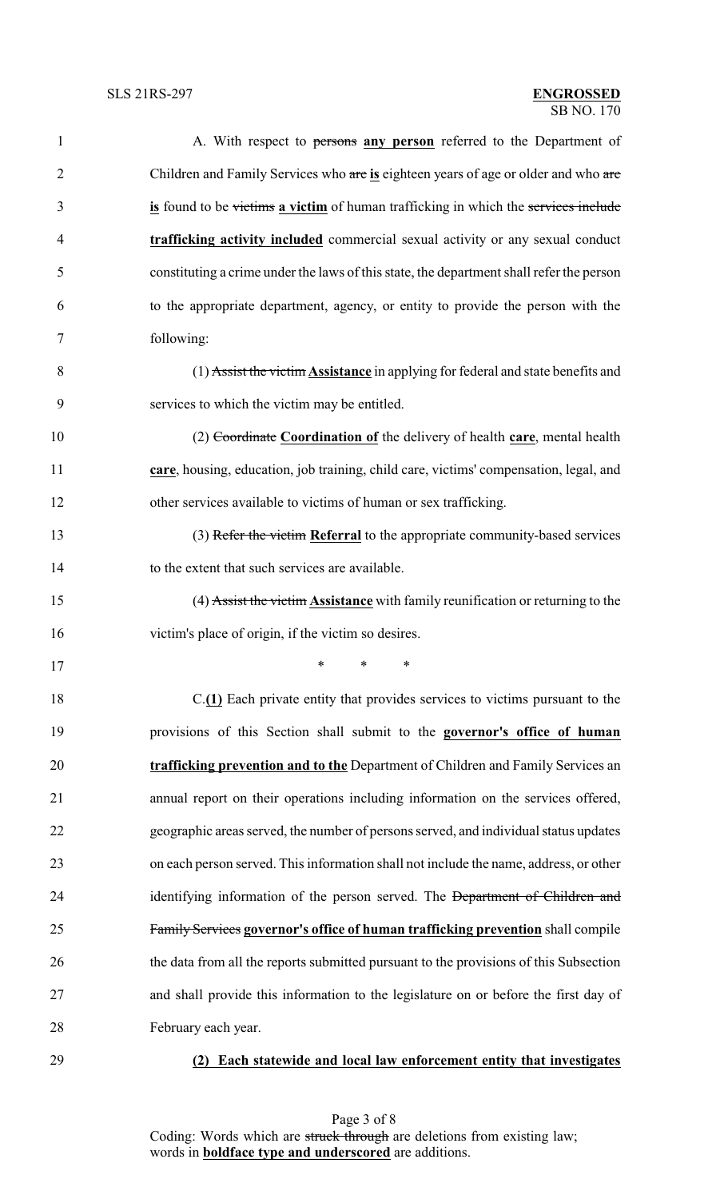A. With respect to ~~persons~~ **any person** referred to the Department of Children and Family Services who ~~are~~ **is** eighteen years of age or older and who ~~are~~ **is** found to be ~~victims~~ **a victim** of human trafficking in which the ~~services include~~ **trafficking activity included** commercial sexual activity or any sexual conduct constituting a crime under the laws of this state, the department shall refer the person to the appropriate department, agency, or entity to provide the person with the following:

(1) ~~Assist the victim~~ **Assistance** in applying for federal and state benefits and services to which the victim may be entitled.

(2) ~~Coordinate~~ **Coordination of** the delivery of health **care**, mental health **care**, housing, education, job training, child care, victims' compensation, legal, and other services available to victims of human or sex trafficking.

(3) ~~Refer the victim~~ **Referral** to the appropriate community-based services to the extent that such services are available.

(4) ~~Assist the victim~~ **Assistance** with family reunification or returning to the victim's place of origin, if the victim so desires.

\* \* \*

C.**(1)** Each private entity that provides services to victims pursuant to the provisions of this Section shall submit to the **governor's office of human trafficking prevention and to the** Department of Children and Family Services an annual report on their operations including information on the services offered, geographic areas served, the number of persons served, and individual status updates on each person served. This information shall not include the name, address, or other identifying information of the person served. The ~~Department of Children and Family Services~~ **governor's office of human trafficking prevention** shall compile the data from all the reports submitted pursuant to the provisions of this Subsection and shall provide this information to the legislature on or before the first day of February each year.

**(2) Each statewide and local law enforcement entity that investigates**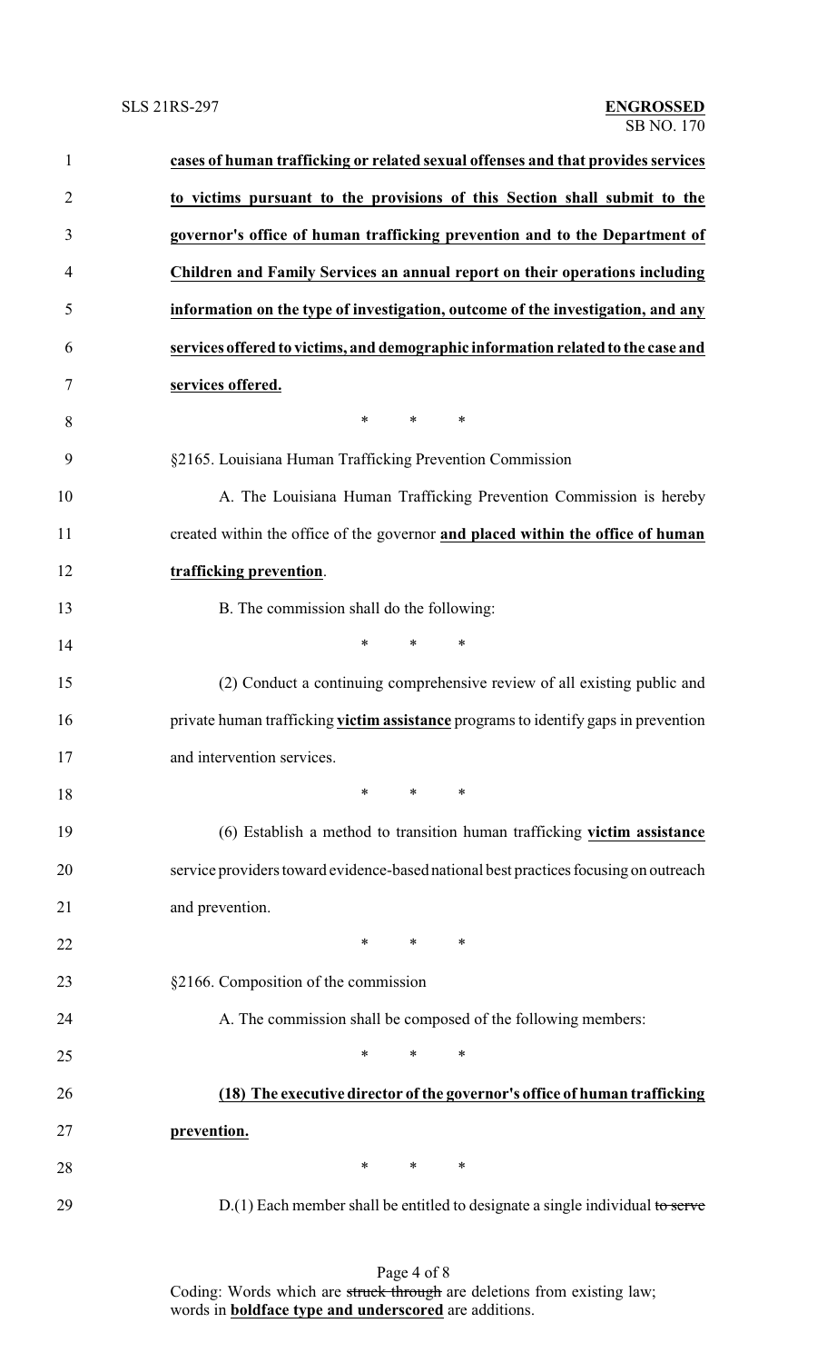**cases of human trafficking or related sexual offenses and that provides services to victims pursuant to the provisions of this Section shall submit to the governor's office of human trafficking prevention and to the Department of Children and Family Services an annual report on their operations including information on the type of investigation, outcome of the investigation, and any services offered to victims, and demographic information related to the case and services offered.**

\* \* \*

§2165. Louisiana Human Trafficking Prevention Commission

A. The Louisiana Human Trafficking Prevention Commission is hereby created within the office of the governor **and placed within the office of human trafficking prevention**.

B. The commission shall do the following:

\* \* \*

(2) Conduct a continuing comprehensive review of all existing public and private human trafficking **victim assistance** programs to identify gaps in prevention and intervention services.

\* \* \*

(6) Establish a method to transition human trafficking **victim assistance** service providers toward evidence-based national best practices focusing on outreach and prevention.

\* \* \*

§2166. Composition of the commission

A. The commission shall be composed of the following members:

\* \* \*

**(18) The executive director of the governor's office of human trafficking prevention.**

\* \* \*

D.(1) Each member shall be entitled to designate a single individual ~~to serve~~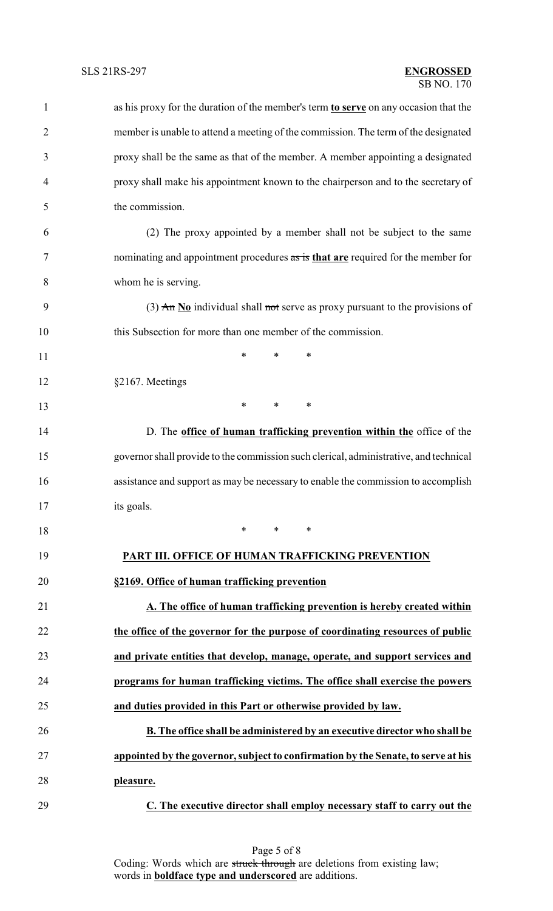as his proxy for the duration of the member's term **to serve** on any occasion that the member is unable to attend a meeting of the commission. The term of the designated proxy shall be the same as that of the member. A member appointing a designated proxy shall make his appointment known to the chairperson and to the secretary of the commission.

(2) The proxy appointed by a member shall not be subject to the same nominating and appointment procedures ~~as is~~ **that are** required for the member for whom he is serving.

(3) ~~An~~ **No** individual shall ~~not~~ serve as proxy pursuant to the provisions of this Subsection for more than one member of the commission.

\* \* \*

§2167. Meetings

\* \* \*

D. The **office of human trafficking prevention within the** office of the governor shall provide to the commission such clerical, administrative, and technical assistance and support as may be necessary to enable the commission to accomplish its goals.

\* \* \*

**PART III. OFFICE OF HUMAN TRAFFICKING PREVENTION**

**§2169. Office of human trafficking prevention**

**A. The office of human trafficking prevention is hereby created within the office of the governor for the purpose of coordinating resources of public and private entities that develop, manage, operate, and support services and programs for human trafficking victims. The office shall exercise the powers and duties provided in this Part or otherwise provided by law.**

**B. The office shall be administered by an executive director who shall be appointed by the governor, subject to confirmation by the Senate, to serve at his pleasure.**

**C. The executive director shall employ necessary staff to carry out the**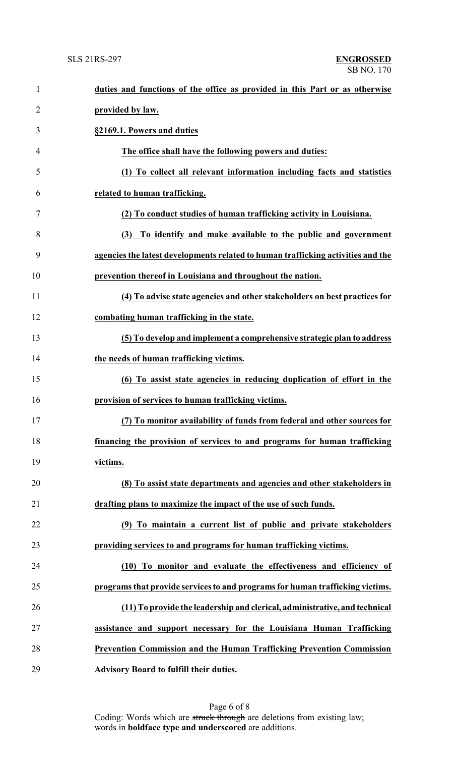**duties and functions of the office as provided in this Part or as otherwise provided by law.**

**§2169.1. Powers and duties**

**The office shall have the following powers and duties:**

**(1) To collect all relevant information including facts and statistics related to human trafficking.**

**(2) To conduct studies of human trafficking activity in Louisiana.**

**(3) To identify and make available to the public and government agencies the latest developments related to human trafficking activities and the prevention thereof in Louisiana and throughout the nation.**

**(4) To advise state agencies and other stakeholders on best practices for combating human trafficking in the state.**

**(5) To develop and implement a comprehensive strategic plan to address the needs of human trafficking victims.**

**(6) To assist state agencies in reducing duplication of effort in the provision of services to human trafficking victims.**

**(7) To monitor availability of funds from federal and other sources for financing the provision of services to and programs for human trafficking victims.**

**(8) To assist state departments and agencies and other stakeholders in drafting plans to maximize the impact of the use of such funds.**

**(9) To maintain a current list of public and private stakeholders providing services to and programs for human trafficking victims.**

**(10) To monitor and evaluate the effectiveness and efficiency of programs that provide services to and programs for human trafficking victims.**

**(11) To provide the leadership and clerical, administrative, and technical assistance and support necessary for the Louisiana Human Trafficking Prevention Commission and the Human Trafficking Prevention Commission Advisory Board to fulfill their duties.**

Coding: Words which are ~~struck through~~ are deletions from existing law; words in **boldface type and underscored** are additions.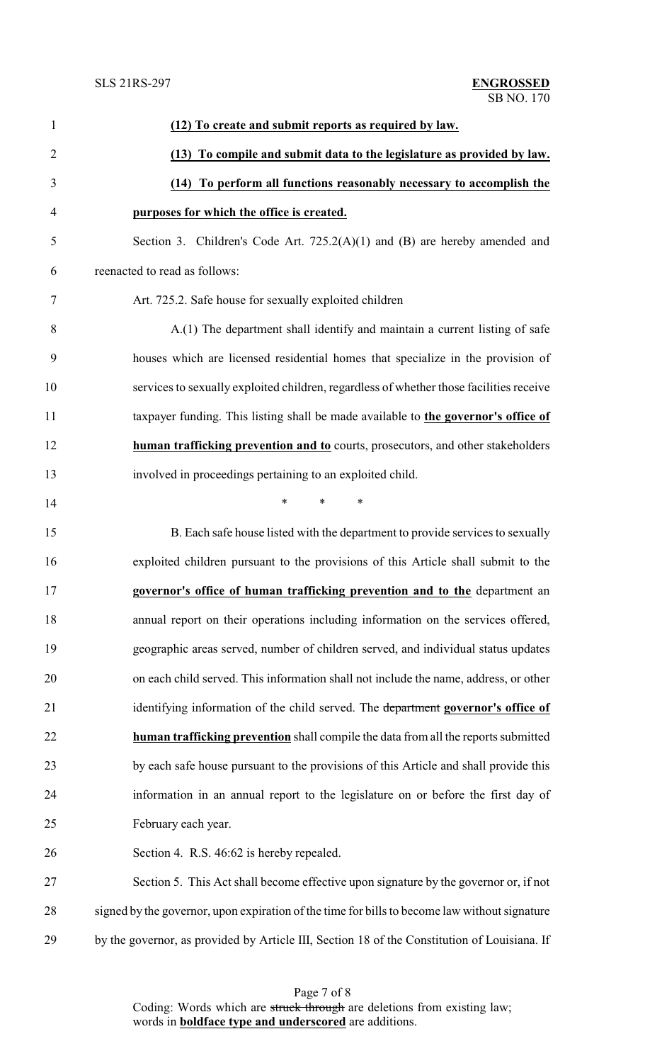**(12) To create and submit reports as required by law.**

**(13) To compile and submit data to the legislature as provided by law.**

**(14) To perform all functions reasonably necessary to accomplish the purposes for which the office is created.**

Section 3. Children's Code Art. 725.2(A)(1) and (B) are hereby amended and reenacted to read as follows:

Art. 725.2. Safe house for sexually exploited children

A.(1) The department shall identify and maintain a current listing of safe houses which are licensed residential homes that specialize in the provision of services to sexually exploited children, regardless of whether those facilities receive taxpayer funding. This listing shall be made available to **the governor's office of human trafficking prevention and to** courts, prosecutors, and other stakeholders involved in proceedings pertaining to an exploited child.

\* \* \*

B. Each safe house listed with the department to provide services to sexually exploited children pursuant to the provisions of this Article shall submit to the **governor's office of human trafficking prevention and to the** department an annual report on their operations including information on the services offered, geographic areas served, number of children served, and individual status updates on each child served. This information shall not include the name, address, or other identifying information of the child served. The ~~department~~ **governor's office of human trafficking prevention** shall compile the data from all the reports submitted by each safe house pursuant to the provisions of this Article and shall provide this information in an annual report to the legislature on or before the first day of February each year.

Section 4. R.S. 46:62 is hereby repealed.

Section 5. This Act shall become effective upon signature by the governor or, if not signed by the governor, upon expiration of the time for bills to become law without signature by the governor, as provided by Article III, Section 18 of the Constitution of Louisiana. If

Coding: Words which are ~~struck through~~ are deletions from existing law; words in **boldface type and underscored** are additions.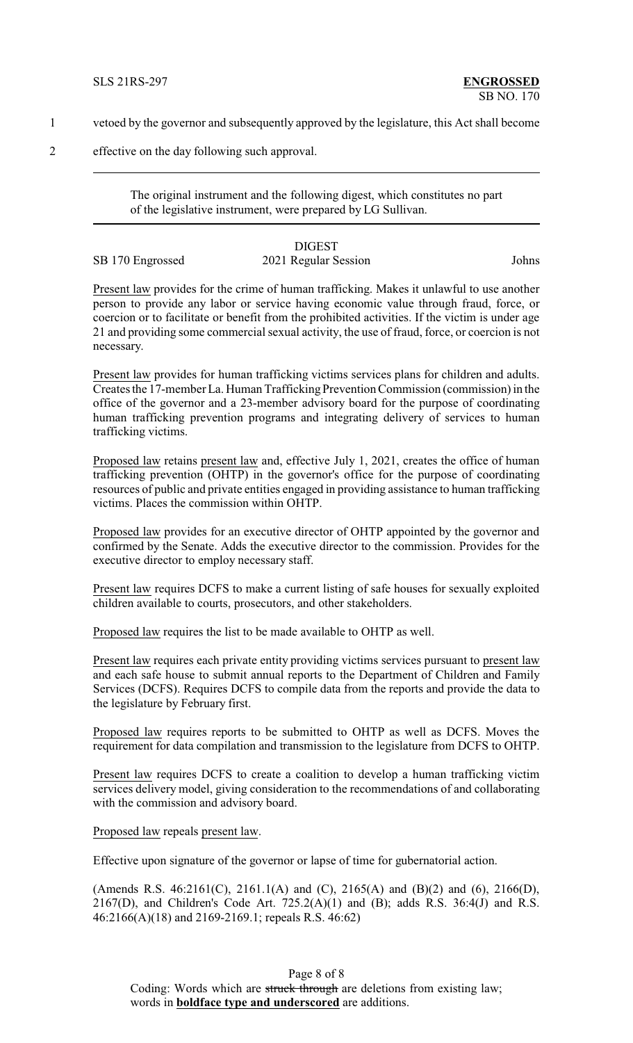vetoed by the governor and subsequently approved by the legislature, this Act shall become effective on the day following such approval.

---

The original instrument and the following digest, which constitutes no part of the legislative instrument, were prepared by LG Sullivan.

---

DIGEST

SB 170 Engrossed 2021 Regular Session Johns

Present law provides for the crime of human trafficking. Makes it unlawful to use another person to provide any labor or service having economic value through fraud, force, or coercion or to facilitate or benefit from the prohibited activities. If the victim is under age 21 and providing some commercial sexual activity, the use of fraud, force, or coercion is not necessary.

Present law provides for human trafficking victims services plans for children and adults. Creates the 17-member La. Human Trafficking Prevention Commission (commission) in the office of the governor and a 23-member advisory board for the purpose of coordinating human trafficking prevention programs and integrating delivery of services to human trafficking victims.

Proposed law retains present law and, effective July 1, 2021, creates the office of human trafficking prevention (OHTP) in the governor's office for the purpose of coordinating resources of public and private entities engaged in providing assistance to human trafficking victims. Places the commission within OHTP.

Proposed law provides for an executive director of OHTP appointed by the governor and confirmed by the Senate. Adds the executive director to the commission. Provides for the executive director to employ necessary staff.

Present law requires DCFS to make a current listing of safe houses for sexually exploited children available to courts, prosecutors, and other stakeholders.

Proposed law requires the list to be made available to OHTP as well.

Present law requires each private entity providing victims services pursuant to present law and each safe house to submit annual reports to the Department of Children and Family Services (DCFS). Requires DCFS to compile data from the reports and provide the data to the legislature by February first.

Proposed law requires reports to be submitted to OHTP as well as DCFS. Moves the requirement for data compilation and transmission to the legislature from DCFS to OHTP.

Present law requires DCFS to create a coalition to develop a human trafficking victim services delivery model, giving consideration to the recommendations of and collaborating with the commission and advisory board.

Proposed law repeals present law.

Effective upon signature of the governor or lapse of time for gubernatorial action.

(Amends R.S. 46:2161(C), 2161.1(A) and (C), 2165(A) and (B)(2) and (6), 2166(D), 2167(D), and Children's Code Art. 725.2(A)(1) and (B); adds R.S. 36:4(J) and R.S. 46:2166(A)(18) and 2169-2169.1; repeals R.S. 46:62)

Coding: Words which are ~~struck through~~ are deletions from existing law; words in **boldface type and underscored** are additions.